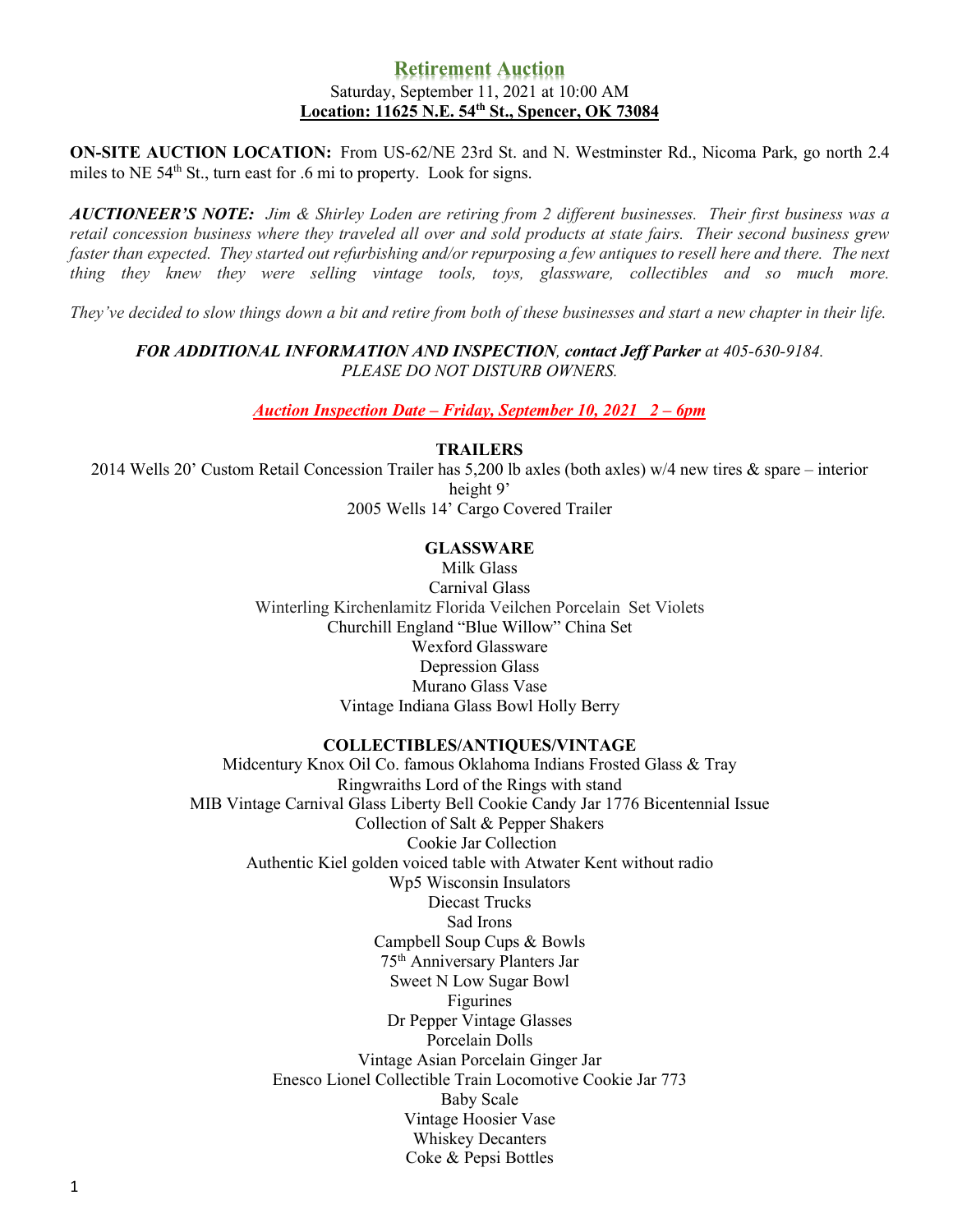# Retirement Auction

Saturday, September 11, 2021 at 10:00 AM

**Location: 11625 N.E. 54th St., Spencer, OK 73084**

**ON-SITE AUCTION LOCATION:** From US-62/NE 23rd St. and N. Westminster Rd., Nicoma Park, go north 2.4 miles to NE 54th St., turn east for .6 mi to property. Look for signs.

***AUCTIONEER'S NOTE:*** *Jim & Shirley Loden are retiring from 2 different businesses. Their first business was a retail concession business where they traveled all over and sold products at state fairs. Their second business grew faster than expected. They started out refurbishing and/or repurposing a few antiques to resell here and there. The next thing they knew they were selling vintage tools, toys, glassware, collectibles and so much more.*

*They've decided to slow things down a bit and retire from both of these businesses and start a new chapter in their life.*

***FOR ADDITIONAL INFORMATION AND INSPECTION**, **contact Jeff Parker** at 405-630-9184.*
*PLEASE DO NOT DISTURB OWNERS.*

***Auction Inspection Date – Friday, September 10, 2021 2 – 6pm***

**TRAILERS**

2014 Wells 20' Custom Retail Concession Trailer has 5,200 lb axles (both axles) w/4 new tires & spare – interior height 9'
2005 Wells 14' Cargo Covered Trailer

**GLASSWARE**

Milk Glass
Carnival Glass
Winterling Kirchenlamitz Florida Veilchen Porcelain Set Violets
Churchill England "Blue Willow" China Set
Wexford Glassware
Depression Glass
Murano Glass Vase
Vintage Indiana Glass Bowl Holly Berry

**COLLECTIBLES/ANTIQUES/VINTAGE**

Midcentury Knox Oil Co. famous Oklahoma Indians Frosted Glass & Tray
Ringwraiths Lord of the Rings with stand
MIB Vintage Carnival Glass Liberty Bell Cookie Candy Jar 1776 Bicentennial Issue
Collection of Salt & Pepper Shakers
Cookie Jar Collection
Authentic Kiel golden voiced table with Atwater Kent without radio
Wp5 Wisconsin Insulators
Diecast Trucks
Sad Irons
Campbell Soup Cups & Bowls
75th Anniversary Planters Jar
Sweet N Low Sugar Bowl
Figurines
Dr Pepper Vintage Glasses
Porcelain Dolls
Vintage Asian Porcelain Ginger Jar
Enesco Lionel Collectible Train Locomotive Cookie Jar 773
Baby Scale
Vintage Hoosier Vase
Whiskey Decanters
Coke & Pepsi Bottles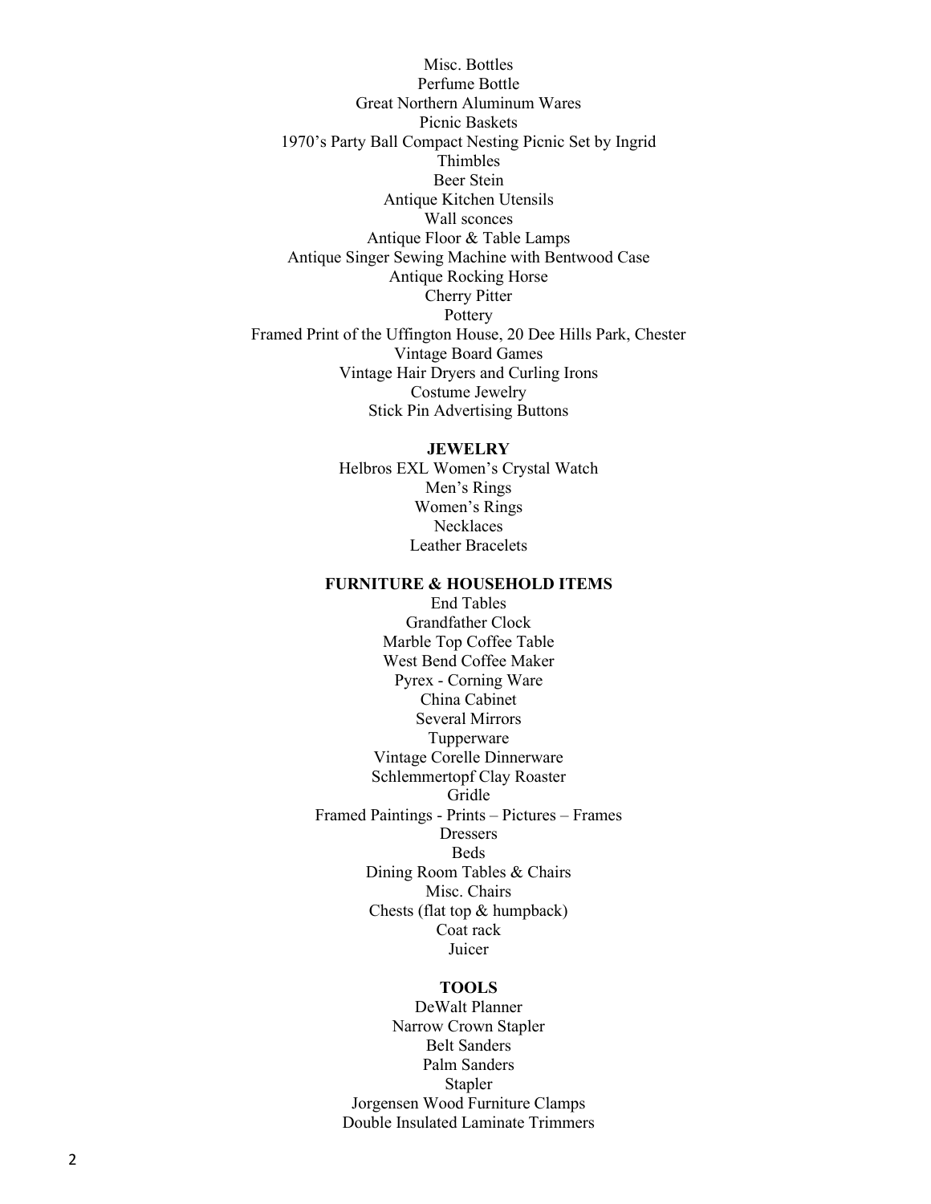Misc. Bottles
Perfume Bottle
Great Northern Aluminum Wares
Picnic Baskets
1970's Party Ball Compact Nesting Picnic Set by Ingrid
Thimbles
Beer Stein
Antique Kitchen Utensils
Wall sconces
Antique Floor & Table Lamps
Antique Singer Sewing Machine with Bentwood Case
Antique Rocking Horse
Cherry Pitter
Pottery
Framed Print of the Uffington House, 20 Dee Hills Park, Chester
Vintage Board Games
Vintage Hair Dryers and Curling Irons
Costume Jewelry
Stick Pin Advertising Buttons

**JEWELRY**

Helbros EXL Women's Crystal Watch
Men's Rings
Women's Rings
Necklaces
Leather Bracelets

**FURNITURE & HOUSEHOLD ITEMS**

End Tables
Grandfather Clock
Marble Top Coffee Table
West Bend Coffee Maker
Pyrex - Corning Ware
China Cabinet
Several Mirrors
Tupperware
Vintage Corelle Dinnerware
Schlemmertopf Clay Roaster
Gridle
Framed Paintings - Prints – Pictures – Frames
Dressers
Beds
Dining Room Tables & Chairs
Misc. Chairs
Chests (flat top & humpback)
Coat rack
Juicer

**TOOLS**

DeWalt Planner
Narrow Crown Stapler
Belt Sanders
Palm Sanders
Stapler
Jorgensen Wood Furniture Clamps
Double Insulated Laminate Trimmers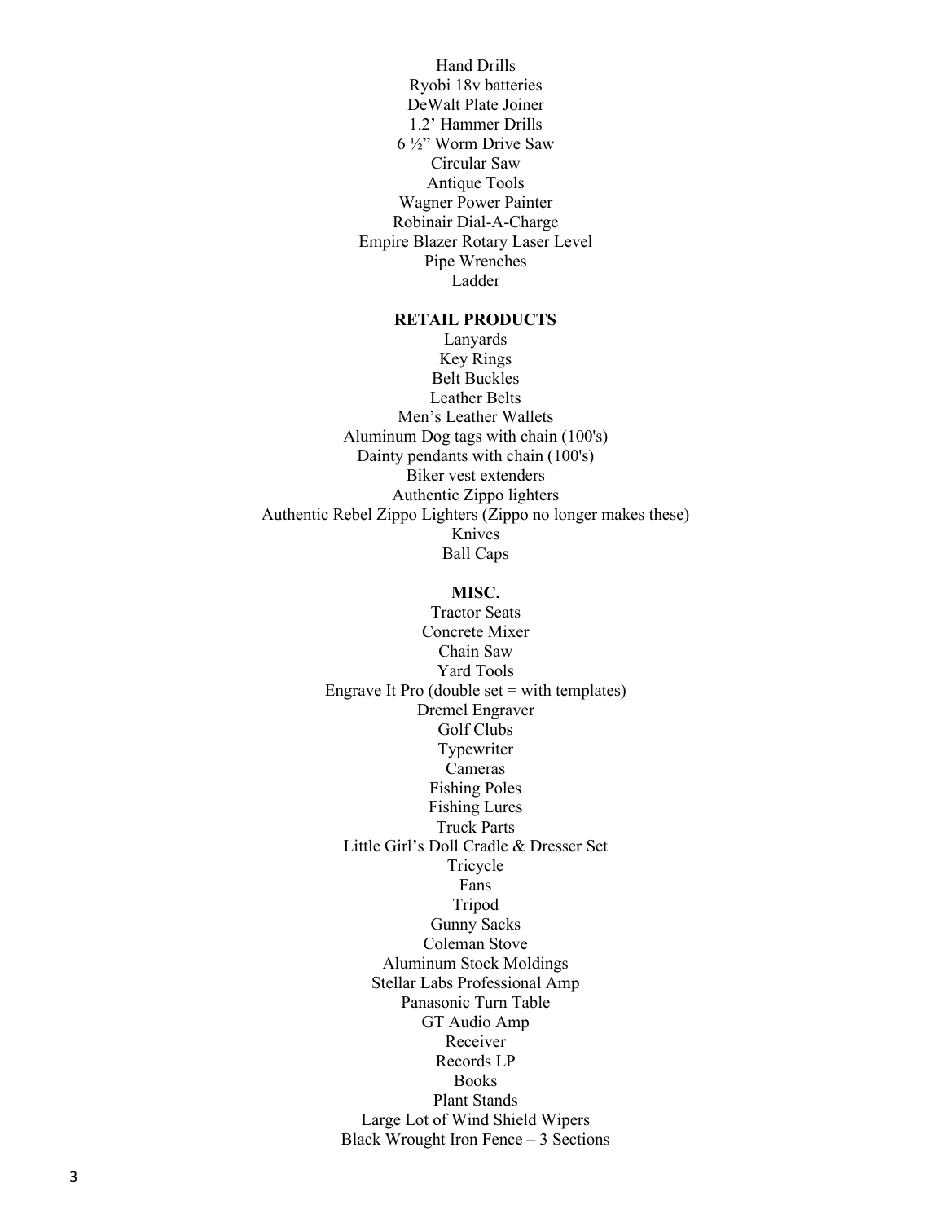Hand Drills
Ryobi 18v batteries
DeWalt Plate Joiner
1.2’ Hammer Drills
6 ½” Worm Drive Saw
Circular Saw
Antique Tools
Wagner Power Painter
Robinair Dial-A-Charge
Empire Blazer Rotary Laser Level
Pipe Wrenches
Ladder

**RETAIL PRODUCTS**

Lanyards
Key Rings
Belt Buckles
Leather Belts
Men’s Leather Wallets
Aluminum Dog tags with chain (100's)
Dainty pendants with chain (100's)
Biker vest extenders
Authentic Zippo lighters
Authentic Rebel Zippo Lighters (Zippo no longer makes these)
Knives
Ball Caps

**MISC.**

Tractor Seats
Concrete Mixer
Chain Saw
Yard Tools
Engrave It Pro (double set = with templates)
Dremel Engraver
Golf Clubs
Typewriter
Cameras
Fishing Poles
Fishing Lures
Truck Parts
Little Girl’s Doll Cradle & Dresser Set
Tricycle
Fans
Tripod
Gunny Sacks
Coleman Stove
Aluminum Stock Moldings
Stellar Labs Professional Amp
Panasonic Turn Table
GT Audio Amp
Receiver
Records LP
Books
Plant Stands
Large Lot of Wind Shield Wipers
Black Wrought Iron Fence – 3 Sections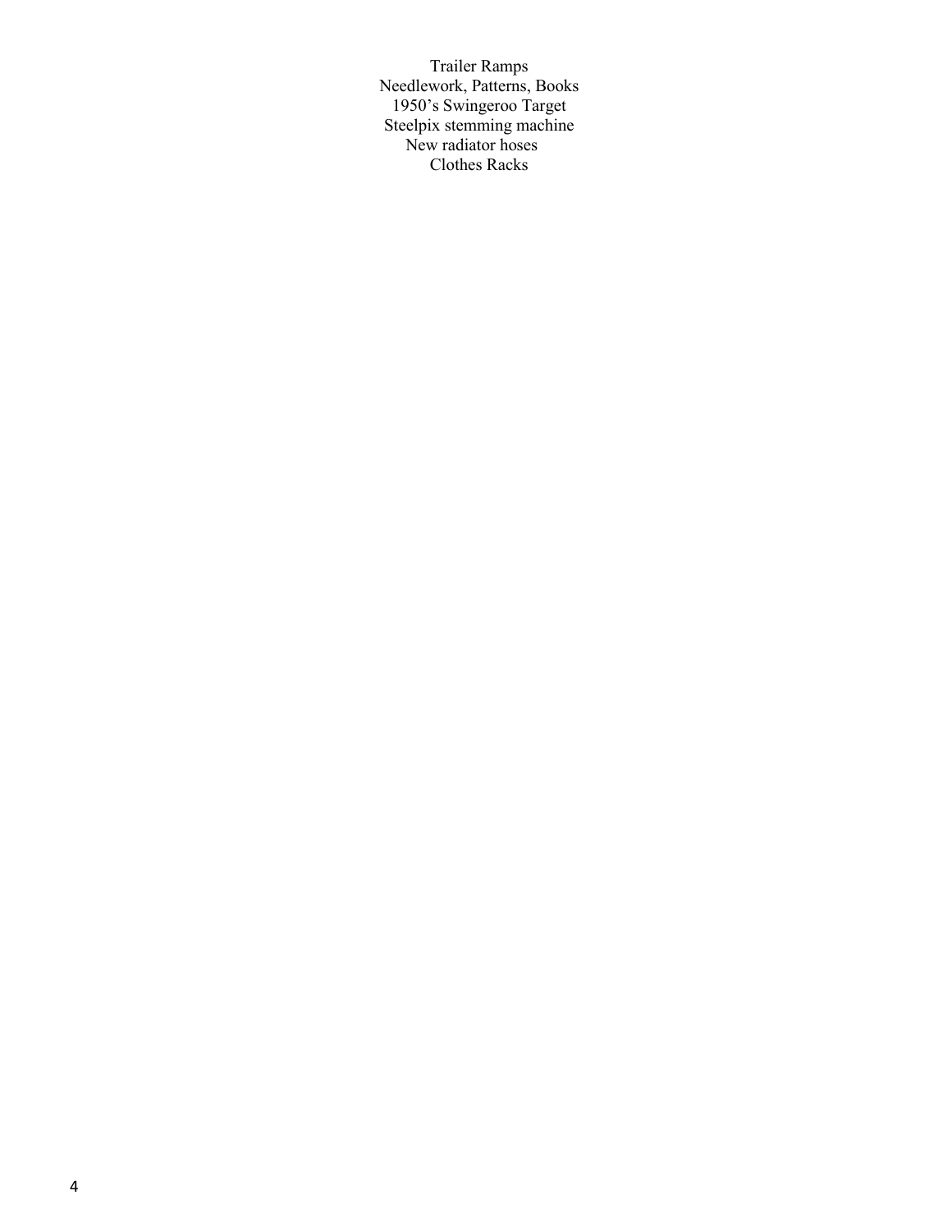Trailer Ramps
Needlework, Patterns, Books
1950's Swingeroo Target
Steelpix stemming machine
New radiator hoses
Clothes Racks